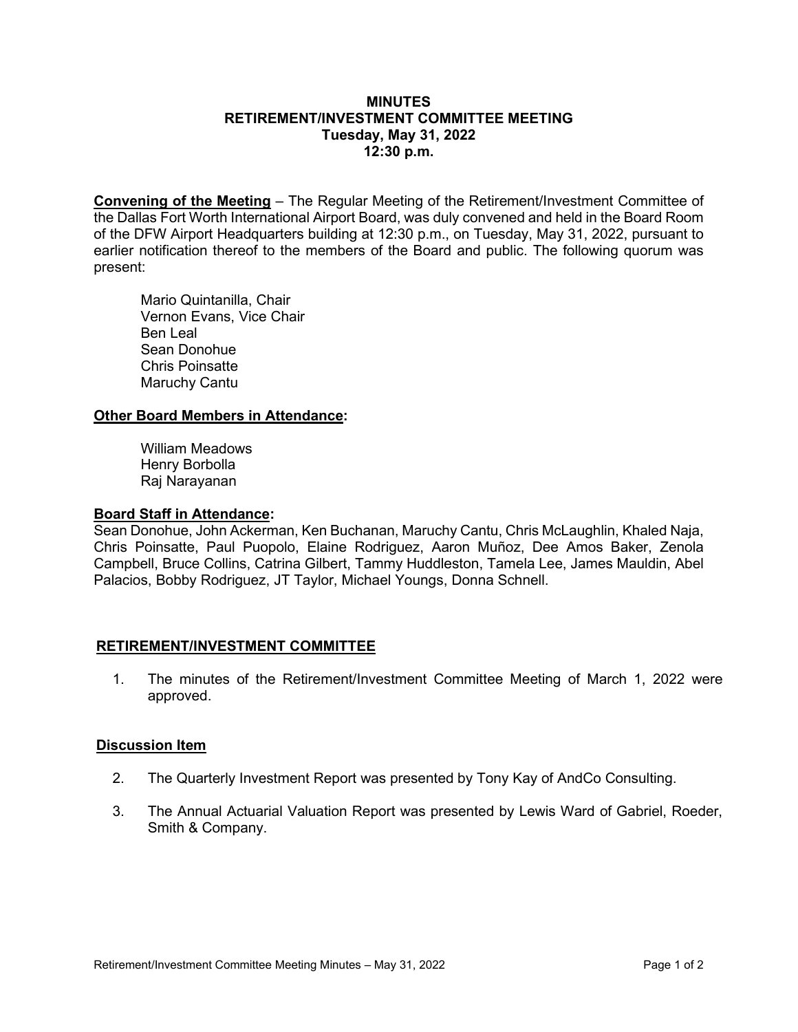# MINUTES
## RETIREMENT/INVESTMENT COMMITTEE MEETING
### Tuesday, May 31, 2022
### 12:30 p.m.

**Convening of the Meeting** – The Regular Meeting of the Retirement/Investment Committee of the Dallas Fort Worth International Airport Board, was duly convened and held in the Board Room of the DFW Airport Headquarters building at 12:30 p.m., on Tuesday, May 31, 2022, pursuant to earlier notification thereof to the members of the Board and public. The following quorum was present:

Mario Quintanilla, Chair
Vernon Evans, Vice Chair
Ben Leal
Sean Donohue
Chris Poinsatte
Maruchy Cantu

**Other Board Members in Attendance:**

William Meadows
Henry Borbolla
Raj Narayanan

**Board Staff in Attendance:**
Sean Donohue, John Ackerman, Ken Buchanan, Maruchy Cantu, Chris McLaughlin, Khaled Naja, Chris Poinsatte, Paul Puopolo, Elaine Rodriguez, Aaron Muñoz, Dee Amos Baker, Zenola Campbell, Bruce Collins, Catrina Gilbert, Tammy Huddleston, Tamela Lee, James Mauldin, Abel Palacios, Bobby Rodriguez, JT Taylor, Michael Youngs, Donna Schnell.

**RETIREMENT/INVESTMENT COMMITTEE**

1. The minutes of the Retirement/Investment Committee Meeting of March 1, 2022 were approved.

**Discussion Item**

2. The Quarterly Investment Report was presented by Tony Kay of AndCo Consulting.

3. The Annual Actuarial Valuation Report was presented by Lewis Ward of Gabriel, Roeder, Smith & Company.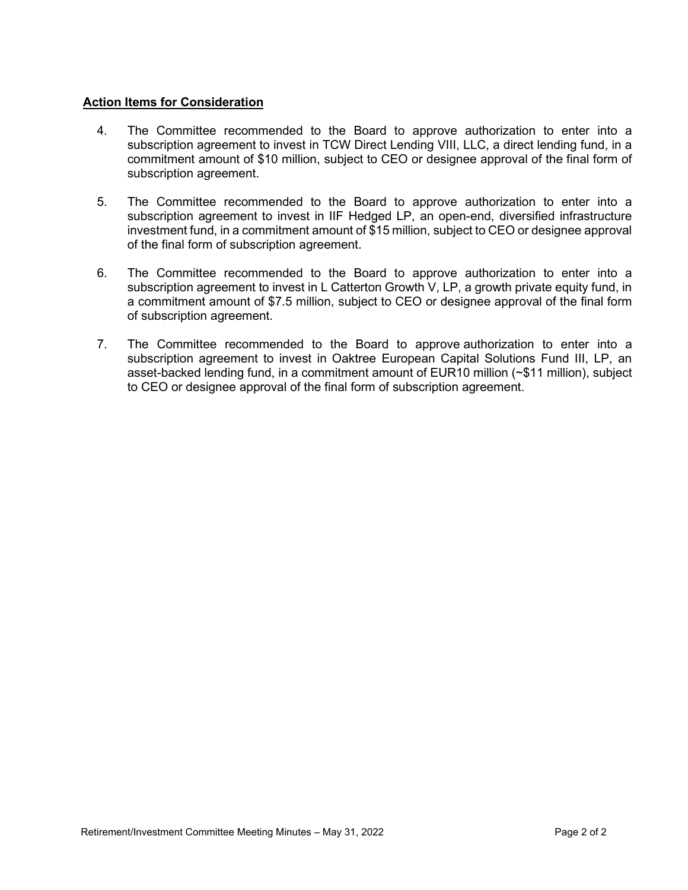**Action Items for Consideration**

4. The Committee recommended to the Board to approve authorization to enter into a subscription agreement to invest in TCW Direct Lending VIII, LLC, a direct lending fund, in a commitment amount of $10 million, subject to CEO or designee approval of the final form of subscription agreement.

5. The Committee recommended to the Board to approve authorization to enter into a subscription agreement to invest in IIF Hedged LP, an open-end, diversified infrastructure investment fund, in a commitment amount of $15 million, subject to CEO or designee approval of the final form of subscription agreement.

6. The Committee recommended to the Board to approve authorization to enter into a subscription agreement to invest in L Catterton Growth V, LP, a growth private equity fund, in a commitment amount of $7.5 million, subject to CEO or designee approval of the final form of subscription agreement.

7. The Committee recommended to the Board to approve authorization to enter into a subscription agreement to invest in Oaktree European Capital Solutions Fund III, LP, an asset-backed lending fund, in a commitment amount of EUR10 million (~$11 million), subject to CEO or designee approval of the final form of subscription agreement.